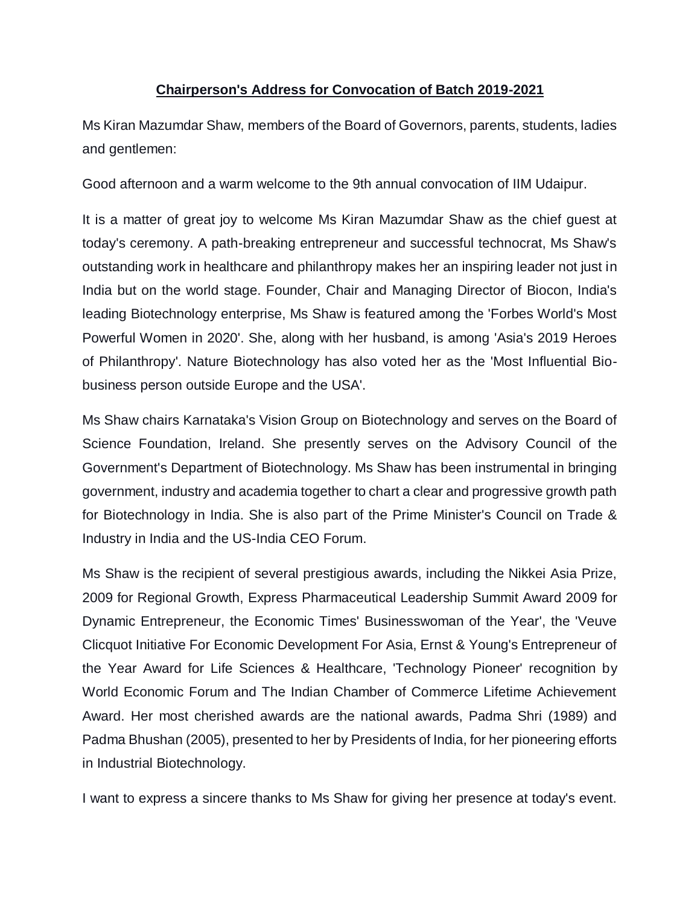# **Chairperson's Address for Convocation of Batch 2019-2021**

Ms Kiran Mazumdar Shaw, members of the Board of Governors, parents, students, ladies and gentlemen:

Good afternoon and a warm welcome to the 9th annual convocation of IIM Udaipur.

It is a matter of great joy to welcome Ms Kiran Mazumdar Shaw as the chief guest at today's ceremony. A path-breaking entrepreneur and successful technocrat, Ms Shaw's outstanding work in healthcare and philanthropy makes her an inspiring leader not just in India but on the world stage. Founder, Chair and Managing Director of Biocon, India's leading Biotechnology enterprise, Ms Shaw is featured among the 'Forbes World's Most Powerful Women in 2020'. She, along with her husband, is among 'Asia's 2019 Heroes of Philanthropy'. Nature Biotechnology has also voted her as the 'Most Influential Bio-business person outside Europe and the USA'.

Ms Shaw chairs Karnataka's Vision Group on Biotechnology and serves on the Board of Science Foundation, Ireland. She presently serves on the Advisory Council of the Government's Department of Biotechnology. Ms Shaw has been instrumental in bringing government, industry and academia together to chart a clear and progressive growth path for Biotechnology in India. She is also part of the Prime Minister's Council on Trade & Industry in India and the US-India CEO Forum.

Ms Shaw is the recipient of several prestigious awards, including the Nikkei Asia Prize, 2009 for Regional Growth, Express Pharmaceutical Leadership Summit Award 2009 for Dynamic Entrepreneur, the Economic Times' Businesswoman of the Year', the 'Veuve Clicquot Initiative For Economic Development For Asia, Ernst & Young's Entrepreneur of the Year Award for Life Sciences & Healthcare, 'Technology Pioneer' recognition by World Economic Forum and The Indian Chamber of Commerce Lifetime Achievement Award. Her most cherished awards are the national awards, Padma Shri (1989) and Padma Bhushan (2005), presented to her by Presidents of India, for her pioneering efforts in Industrial Biotechnology.

I want to express a sincere thanks to Ms Shaw for giving her presence at today's event.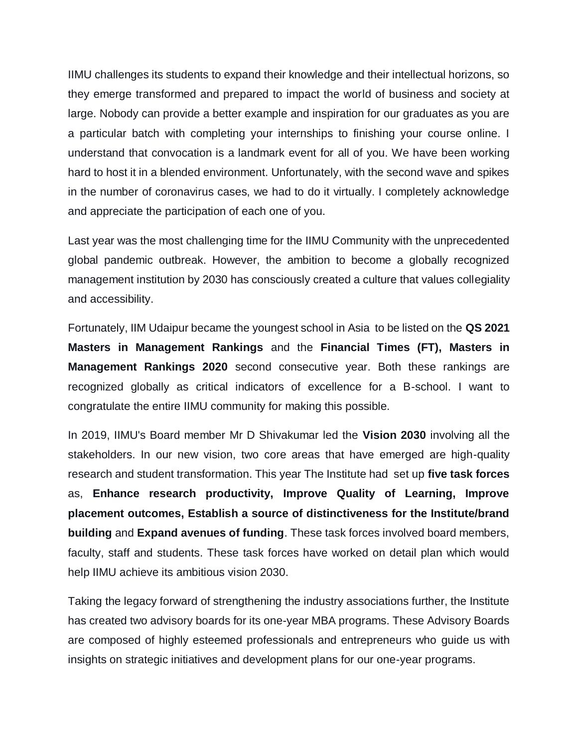IIMU challenges its students to expand their knowledge and their intellectual horizons, so they emerge transformed and prepared to impact the world of business and society at large. Nobody can provide a better example and inspiration for our graduates as you are a particular batch with completing your internships to finishing your course online. I understand that convocation is a landmark event for all of you. We have been working hard to host it in a blended environment. Unfortunately, with the second wave and spikes in the number of coronavirus cases, we had to do it virtually. I completely acknowledge and appreciate the participation of each one of you.

Last year was the most challenging time for the IIMU Community with the unprecedented global pandemic outbreak. However, the ambition to become a globally recognized management institution by 2030 has consciously created a culture that values collegiality and accessibility.

Fortunately, IIM Udaipur became the youngest school in Asia to be listed on the **QS 2021 Masters in Management Rankings** and the **Financial Times (FT), Masters in Management Rankings 2020** second consecutive year. Both these rankings are recognized globally as critical indicators of excellence for a B-school. I want to congratulate the entire IIMU community for making this possible.

In 2019, IIMU's Board member Mr D Shivakumar led the **Vision 2030** involving all the stakeholders. In our new vision, two core areas that have emerged are high-quality research and student transformation. This year The Institute had set up **five task forces** as, **Enhance research productivity, Improve Quality of Learning, Improve placement outcomes, Establish a source of distinctiveness for the Institute/brand building** and **Expand avenues of funding**. These task forces involved board members, faculty, staff and students. These task forces have worked on detail plan which would help IIMU achieve its ambitious vision 2030.

Taking the legacy forward of strengthening the industry associations further, the Institute has created two advisory boards for its one-year MBA programs. These Advisory Boards are composed of highly esteemed professionals and entrepreneurs who guide us with insights on strategic initiatives and development plans for our one-year programs.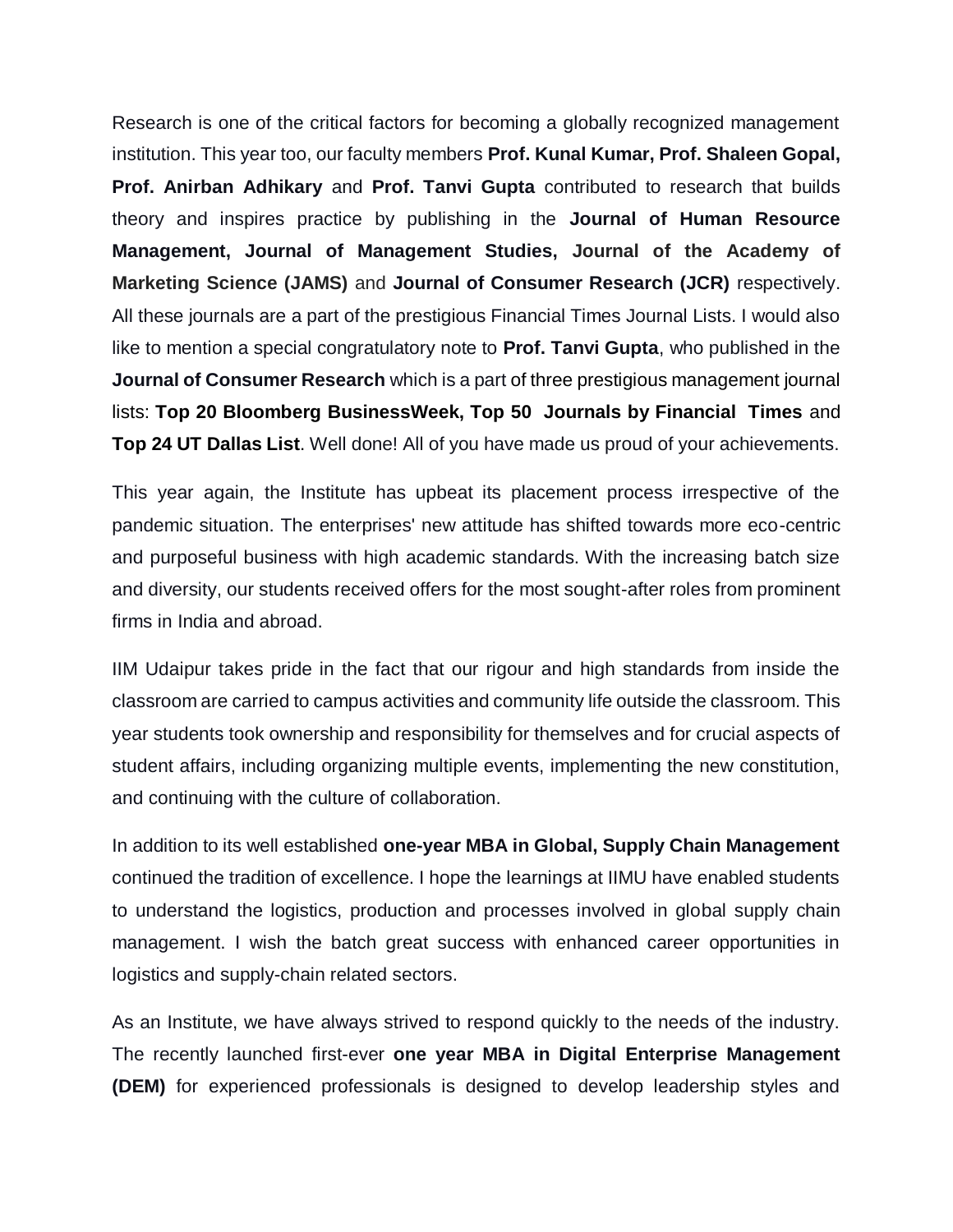Research is one of the critical factors for becoming a globally recognized management institution. This year too, our faculty members **Prof. Kunal Kumar, Prof. Shaleen Gopal, Prof. Anirban Adhikary** and **Prof. Tanvi Gupta** contributed to research that builds theory and inspires practice by publishing in the **Journal of Human Resource Management, Journal of Management Studies, Journal of the Academy of Marketing Science (JAMS)** and **Journal of Consumer Research (JCR)** respectively. All these journals are a part of the prestigious Financial Times Journal Lists. I would also like to mention a special congratulatory note to **Prof. Tanvi Gupta**, who published in the **Journal of Consumer Research** which is a part of three prestigious management journal lists: **Top 20 Bloomberg BusinessWeek, Top 50 Journals by Financial Times** and **Top 24 UT Dallas List**. Well done! All of you have made us proud of your achievements.

This year again, the Institute has upbeat its placement process irrespective of the pandemic situation. The enterprises' new attitude has shifted towards more eco-centric and purposeful business with high academic standards. With the increasing batch size and diversity, our students received offers for the most sought-after roles from prominent firms in India and abroad.

IIM Udaipur takes pride in the fact that our rigour and high standards from inside the classroom are carried to campus activities and community life outside the classroom. This year students took ownership and responsibility for themselves and for crucial aspects of student affairs, including organizing multiple events, implementing the new constitution, and continuing with the culture of collaboration.

In addition to its well established **one-year MBA in Global, Supply Chain Management** continued the tradition of excellence. I hope the learnings at IIMU have enabled students to understand the logistics, production and processes involved in global supply chain management. I wish the batch great success with enhanced career opportunities in logistics and supply-chain related sectors.

As an Institute, we have always strived to respond quickly to the needs of the industry. The recently launched first-ever **one year MBA in Digital Enterprise Management (DEM)** for experienced professionals is designed to develop leadership styles and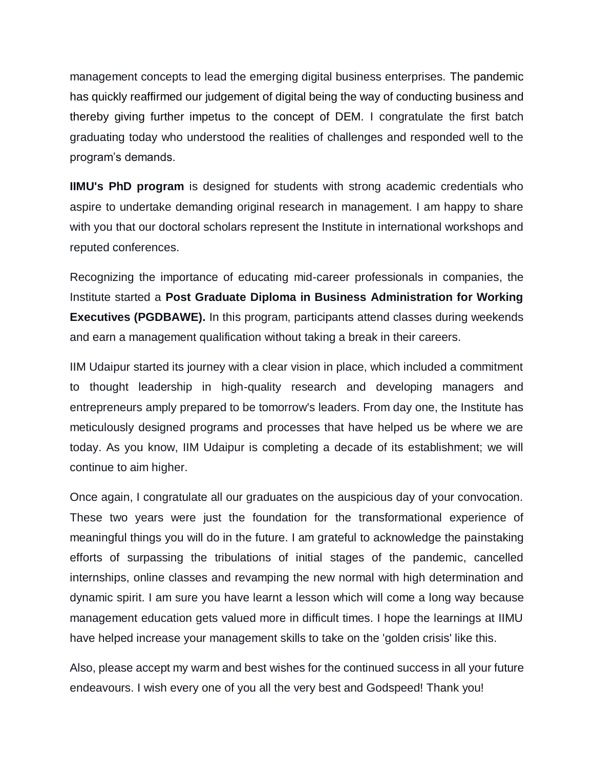management concepts to lead the emerging digital business enterprises. The pandemic has quickly reaffirmed our judgement of digital being the way of conducting business and thereby giving further impetus to the concept of DEM. I congratulate the first batch graduating today who understood the realities of challenges and responded well to the program's demands.

**IIMU's PhD program** is designed for students with strong academic credentials who aspire to undertake demanding original research in management. I am happy to share with you that our doctoral scholars represent the Institute in international workshops and reputed conferences.

Recognizing the importance of educating mid-career professionals in companies, the Institute started a **Post Graduate Diploma in Business Administration for Working Executives (PGDBAWE).** In this program, participants attend classes during weekends and earn a management qualification without taking a break in their careers.

IIM Udaipur started its journey with a clear vision in place, which included a commitment to thought leadership in high-quality research and developing managers and entrepreneurs amply prepared to be tomorrow's leaders. From day one, the Institute has meticulously designed programs and processes that have helped us be where we are today. As you know, IIM Udaipur is completing a decade of its establishment; we will continue to aim higher.

Once again, I congratulate all our graduates on the auspicious day of your convocation. These two years were just the foundation for the transformational experience of meaningful things you will do in the future. I am grateful to acknowledge the painstaking efforts of surpassing the tribulations of initial stages of the pandemic, cancelled internships, online classes and revamping the new normal with high determination and dynamic spirit. I am sure you have learnt a lesson which will come a long way because management education gets valued more in difficult times. I hope the learnings at IIMU have helped increase your management skills to take on the 'golden crisis' like this.

Also, please accept my warm and best wishes for the continued success in all your future endeavours. I wish every one of you all the very best and Godspeed! Thank you!